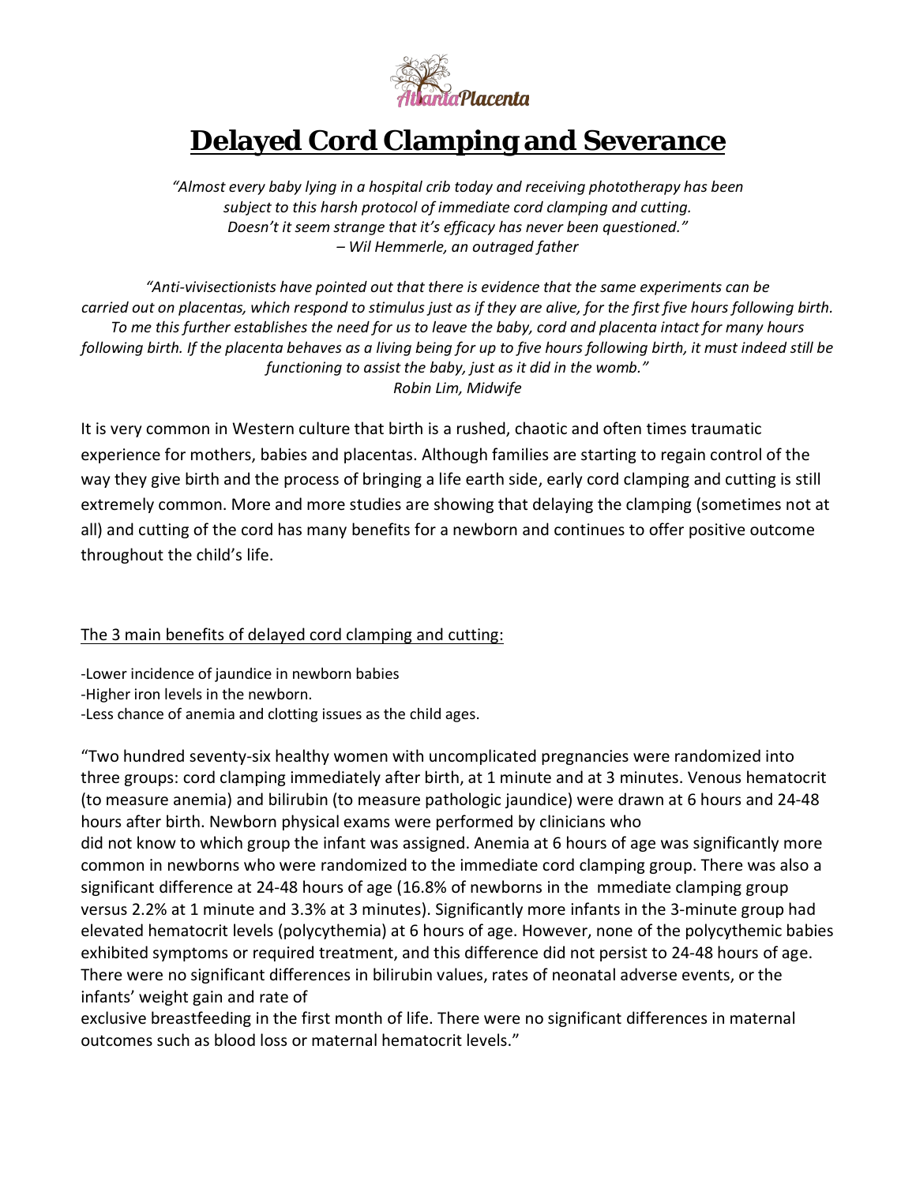# Delayed Cord Clamping and Severance

*"Almost every baby lying in a hospital crib today and receiving phototherapy has been subject to this harsh protocol of immediate cord clamping and cutting. Doesn't it seem strange that it's efficacy has never been questioned."*
*– Wil Hemmerle, an outraged father*

*"Anti-vivisectionists have pointed out that there is evidence that the same experiments can be carried out on placentas, which respond to stimulus just as if they are alive, for the first five hours following birth. To me this further establishes the need for us to leave the baby, cord and placenta intact for many hours following birth. If the placenta behaves as a living being for up to five hours following birth, it must indeed still be functioning to assist the baby, just as it did in the womb."*
*Robin Lim, Midwife*

It is very common in Western culture that birth is a rushed, chaotic and often times traumatic experience for mothers, babies and placentas. Although families are starting to regain control of the way they give birth and the process of bringing a life earth side, early cord clamping and cutting is still extremely common. More and more studies are showing that delaying the clamping (sometimes not at all) and cutting of the cord has many benefits for a newborn and continues to offer positive outcome throughout the child's life.

The 3 main benefits of delayed cord clamping and cutting:

- Lower incidence of jaundice in newborn babies
- Higher iron levels in the newborn.
- Less chance of anemia and clotting issues as the child ages.

"Two hundred seventy-six healthy women with uncomplicated pregnancies were randomized into three groups: cord clamping immediately after birth, at 1 minute and at 3 minutes. Venous hematocrit (to measure anemia) and bilirubin (to measure pathologic jaundice) were drawn at 6 hours and 24-48 hours after birth. Newborn physical exams were performed by clinicians who did not know to which group the infant was assigned. Anemia at 6 hours of age was significantly more common in newborns who were randomized to the immediate cord clamping group. There was also a significant difference at 24-48 hours of age (16.8% of newborns in the mmediate clamping group versus 2.2% at 1 minute and 3.3% at 3 minutes). Significantly more infants in the 3-minute group had elevated hematocrit levels (polycythemia) at 6 hours of age. However, none of the polycythemic babies exhibited symptoms or required treatment, and this difference did not persist to 24-48 hours of age. There were no significant differences in bilirubin values, rates of neonatal adverse events, or the infants' weight gain and rate of exclusive breastfeeding in the first month of life. There were no significant differences in maternal outcomes such as blood loss or maternal hematocrit levels."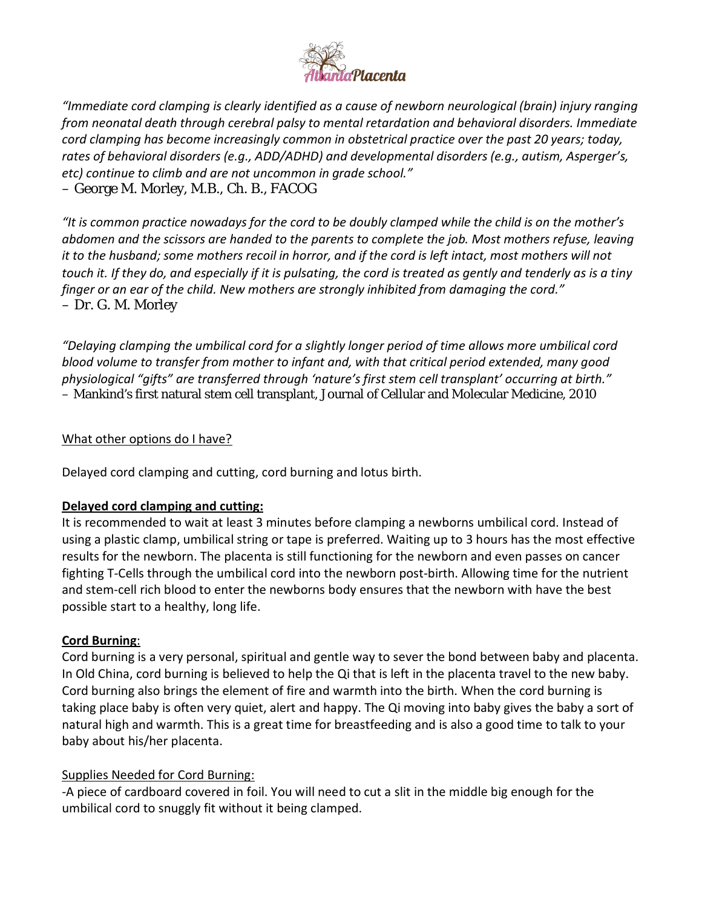*"Immediate cord clamping is clearly identified as a cause of newborn neurological (brain) injury ranging from neonatal death through cerebral palsy to mental retardation and behavioral disorders. Immediate cord clamping has become increasingly common in obstetrical practice over the past 20 years; today, rates of behavioral disorders (e.g., ADD/ADHD) and developmental disorders (e.g., autism, Asperger's, etc) continue to climb and are not uncommon in grade school."*
– George M. Morley, M.B., Ch. B., FACOG

*"It is common practice nowadays for the cord to be doubly clamped while the child is on the mother's abdomen and the scissors are handed to the parents to complete the job. Most mothers refuse, leaving it to the husband; some mothers recoil in horror, and if the cord is left intact, most mothers will not touch it. If they do, and especially if it is pulsating, the cord is treated as gently and tenderly as is a tiny finger or an ear of the child. New mothers are strongly inhibited from damaging the cord."*
– Dr. G. M. Morley

*"Delaying clamping the umbilical cord for a slightly longer period of time allows more umbilical cord blood volume to transfer from mother to infant and, with that critical period extended, many good physiological "gifts" are transferred through 'nature's first stem cell transplant' occurring at birth."*
– Mankind's first natural stem cell transplant, Journal of Cellular and Molecular Medicine, 2010

What other options do I have?

Delayed cord clamping and cutting, cord burning and lotus birth.

**Delayed cord clamping and cutting:**
It is recommended to wait at least 3 minutes before clamping a newborns umbilical cord. Instead of using a plastic clamp, umbilical string or tape is preferred. Waiting up to 3 hours has the most effective results for the newborn. The placenta is still functioning for the newborn and even passes on cancer fighting T-Cells through the umbilical cord into the newborn post-birth. Allowing time for the nutrient and stem-cell rich blood to enter the newborns body ensures that the newborn with have the best possible start to a healthy, long life.

**Cord Burning**:
Cord burning is a very personal, spiritual and gentle way to sever the bond between baby and placenta. In Old China, cord burning is believed to help the Qi that is left in the placenta travel to the new baby. Cord burning also brings the element of fire and warmth into the birth. When the cord burning is taking place baby is often very quiet, alert and happy. The Qi moving into baby gives the baby a sort of natural high and warmth. This is a great time for breastfeeding and is also a good time to talk to your baby about his/her placenta.

Supplies Needed for Cord Burning:
-A piece of cardboard covered in foil. You will need to cut a slit in the middle big enough for the umbilical cord to snuggly fit without it being clamped.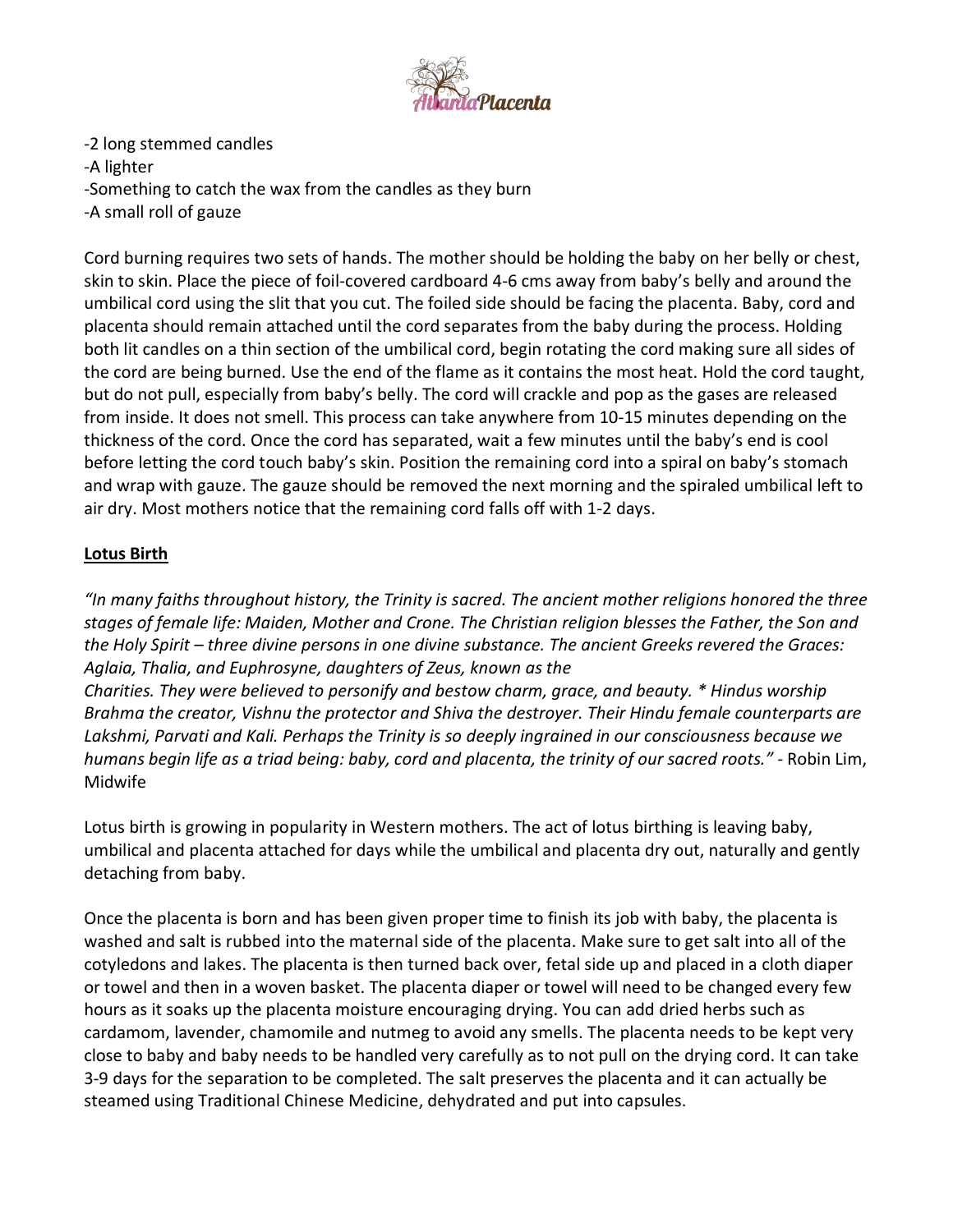-2 long stemmed candles
-A lighter
-Something to catch the wax from the candles as they burn
-A small roll of gauze

Cord burning requires two sets of hands. The mother should be holding the baby on her belly or chest, skin to skin. Place the piece of foil-covered cardboard 4-6 cms away from baby's belly and around the umbilical cord using the slit that you cut. The foiled side should be facing the placenta. Baby, cord and placenta should remain attached until the cord separates from the baby during the process. Holding both lit candles on a thin section of the umbilical cord, begin rotating the cord making sure all sides of the cord are being burned. Use the end of the flame as it contains the most heat. Hold the cord taught, but do not pull, especially from baby's belly. The cord will crackle and pop as the gases are released from inside. It does not smell. This process can take anywhere from 10-15 minutes depending on the thickness of the cord. Once the cord has separated, wait a few minutes until the baby's end is cool before letting the cord touch baby's skin. Position the remaining cord into a spiral on baby's stomach and wrap with gauze. The gauze should be removed the next morning and the spiraled umbilical left to air dry. Most mothers notice that the remaining cord falls off with 1-2 days.

## **Lotus Birth**

*"In many faiths throughout history, the Trinity is sacred. The ancient mother religions honored the three stages of female life: Maiden, Mother and Crone. The Christian religion blesses the Father, the Son and the Holy Spirit – three divine persons in one divine substance. The ancient Greeks revered the Graces: Aglaia, Thalia, and Euphrosyne, daughters of Zeus, known as the Charities. They were believed to personify and bestow charm, grace, and beauty. * Hindus worship Brahma the creator, Vishnu the protector and Shiva the destroyer. Their Hindu female counterparts are Lakshmi, Parvati and Kali. Perhaps the Trinity is so deeply ingrained in our consciousness because we humans begin life as a triad being: baby, cord and placenta, the trinity of our sacred roots."* - Robin Lim, Midwife

Lotus birth is growing in popularity in Western mothers. The act of lotus birthing is leaving baby, umbilical and placenta attached for days while the umbilical and placenta dry out, naturally and gently detaching from baby.

Once the placenta is born and has been given proper time to finish its job with baby, the placenta is washed and salt is rubbed into the maternal side of the placenta. Make sure to get salt into all of the cotyledons and lakes. The placenta is then turned back over, fetal side up and placed in a cloth diaper or towel and then in a woven basket. The placenta diaper or towel will need to be changed every few hours as it soaks up the placenta moisture encouraging drying. You can add dried herbs such as cardamom, lavender, chamomile and nutmeg to avoid any smells. The placenta needs to be kept very close to baby and baby needs to be handled very carefully as to not pull on the drying cord. It can take 3-9 days for the separation to be completed. The salt preserves the placenta and it can actually be steamed using Traditional Chinese Medicine, dehydrated and put into capsules.